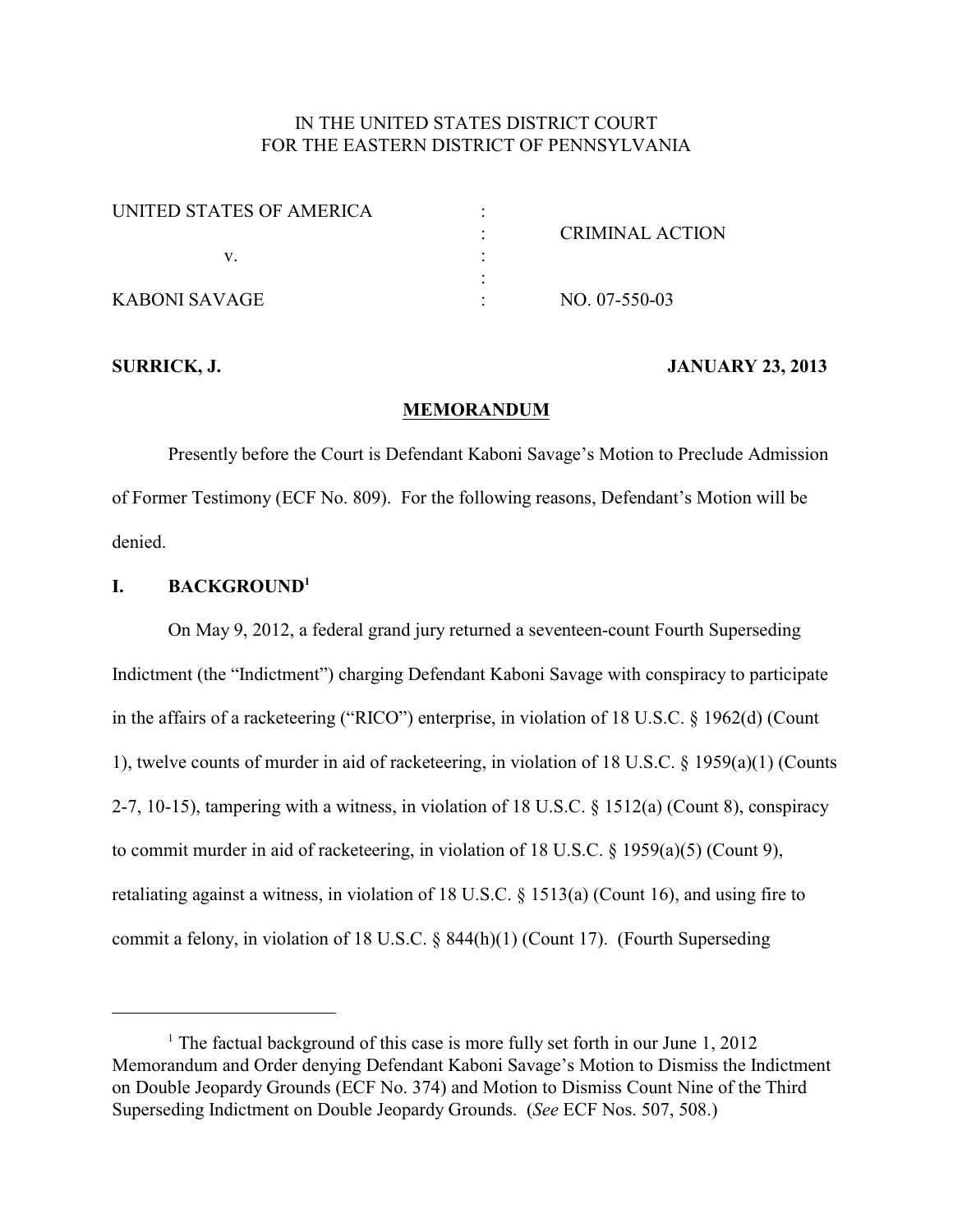IN THE UNITED STATES DISTRICT COURT
FOR THE EASTERN DISTRICT OF PENNSYLVANIA

| | | |
|---|---|---|
| UNITED STATES OF AMERICA | : | |
| | : | CRIMINAL ACTION |
| v. | : | |
| | : | |
| KABONI SAVAGE | : | NO. 07-550-03 |

**SURRICK, J.** **JANUARY 23, 2013**

## MEMORANDUM

Presently before the Court is Defendant Kaboni Savage's Motion to Preclude Admission of Former Testimony (ECF No. 809). For the following reasons, Defendant's Motion will be denied.

## I. BACKGROUND[1]

On May 9, 2012, a federal grand jury returned a seventeen-count Fourth Superseding Indictment (the "Indictment") charging Defendant Kaboni Savage with conspiracy to participate in the affairs of a racketeering ("RICO") enterprise, in violation of 18 U.S.C. § 1962(d) (Count 1), twelve counts of murder in aid of racketeering, in violation of 18 U.S.C. § 1959(a)(1) (Counts 2-7, 10-15), tampering with a witness, in violation of 18 U.S.C. § 1512(a) (Count 8), conspiracy to commit murder in aid of racketeering, in violation of 18 U.S.C. § 1959(a)(5) (Count 9), retaliating against a witness, in violation of 18 U.S.C. § 1513(a) (Count 16), and using fire to commit a felony, in violation of 18 U.S.C. § 844(h)(1) (Count 17). (Fourth Superseding

---

[1] The factual background of this case is more fully set forth in our June 1, 2012 Memorandum and Order denying Defendant Kaboni Savage's Motion to Dismiss the Indictment on Double Jeopardy Grounds (ECF No. 374) and Motion to Dismiss Count Nine of the Third Superseding Indictment on Double Jeopardy Grounds. (*See* ECF Nos. 507, 508.)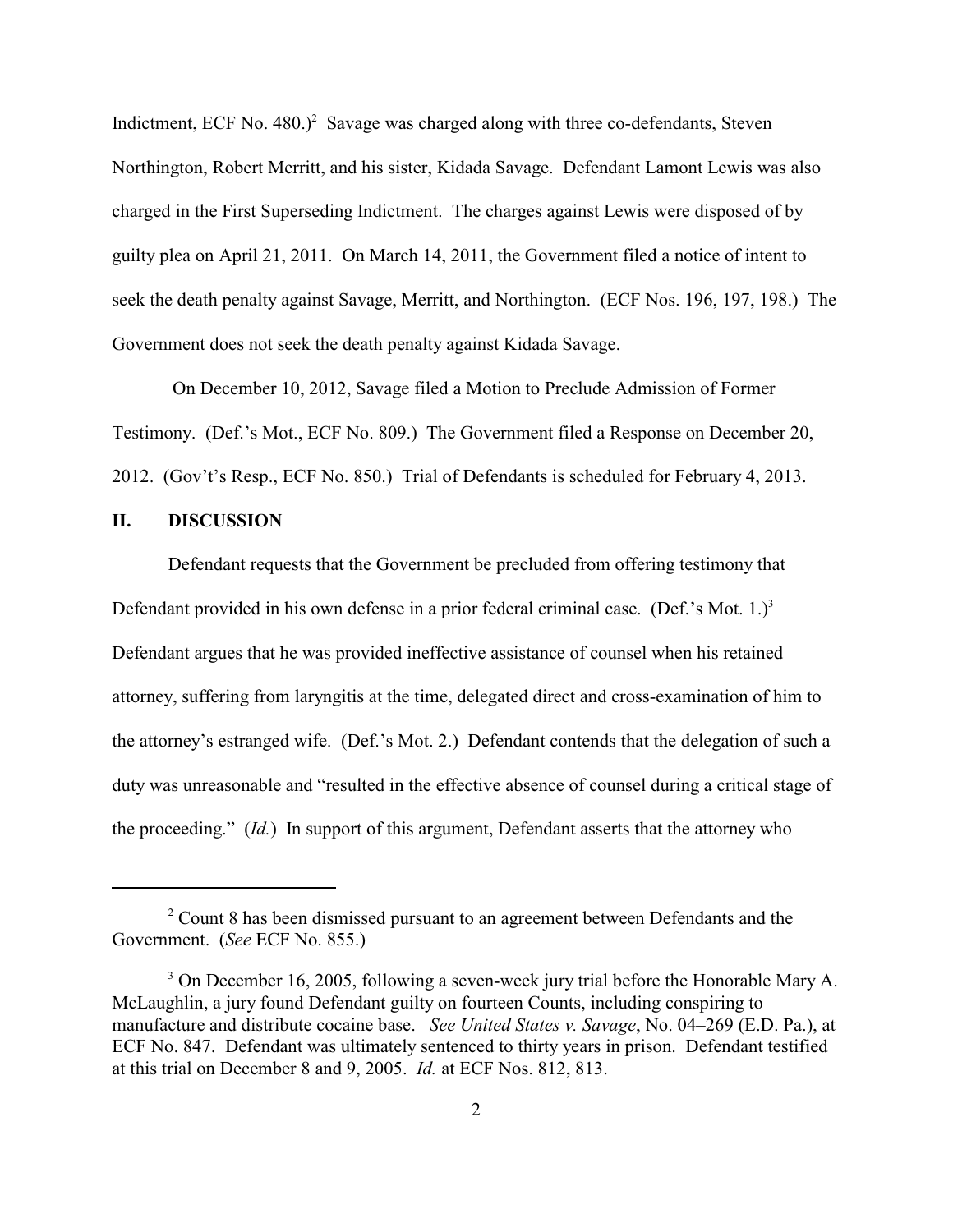Indictment, ECF No. 480.)[2] Savage was charged along with three co-defendants, Steven Northington, Robert Merritt, and his sister, Kidada Savage. Defendant Lamont Lewis was also charged in the First Superseding Indictment. The charges against Lewis were disposed of by guilty plea on April 21, 2011. On March 14, 2011, the Government filed a notice of intent to seek the death penalty against Savage, Merritt, and Northington. (ECF Nos. 196, 197, 198.) The Government does not seek the death penalty against Kidada Savage.

On December 10, 2012, Savage filed a Motion to Preclude Admission of Former Testimony. (Def.'s Mot., ECF No. 809.) The Government filed a Response on December 20, 2012. (Gov't's Resp., ECF No. 850.) Trial of Defendants is scheduled for February 4, 2013.

## II. DISCUSSION

Defendant requests that the Government be precluded from offering testimony that Defendant provided in his own defense in a prior federal criminal case. (Def.'s Mot. 1.)[3] Defendant argues that he was provided ineffective assistance of counsel when his retained attorney, suffering from laryngitis at the time, delegated direct and cross-examination of him to the attorney's estranged wife. (Def.'s Mot. 2.) Defendant contends that the delegation of such a duty was unreasonable and "resulted in the effective absence of counsel during a critical stage of the proceeding." (*Id.*) In support of this argument, Defendant asserts that the attorney who

---

[2] Count 8 has been dismissed pursuant to an agreement between Defendants and the Government. (*See* ECF No. 855.)

[3] On December 16, 2005, following a seven-week jury trial before the Honorable Mary A. McLaughlin, a jury found Defendant guilty on fourteen Counts, including conspiring to manufacture and distribute cocaine base. *See United States v. Savage*, No. 04–269 (E.D. Pa.), at ECF No. 847. Defendant was ultimately sentenced to thirty years in prison. Defendant testified at this trial on December 8 and 9, 2005. *Id.* at ECF Nos. 812, 813.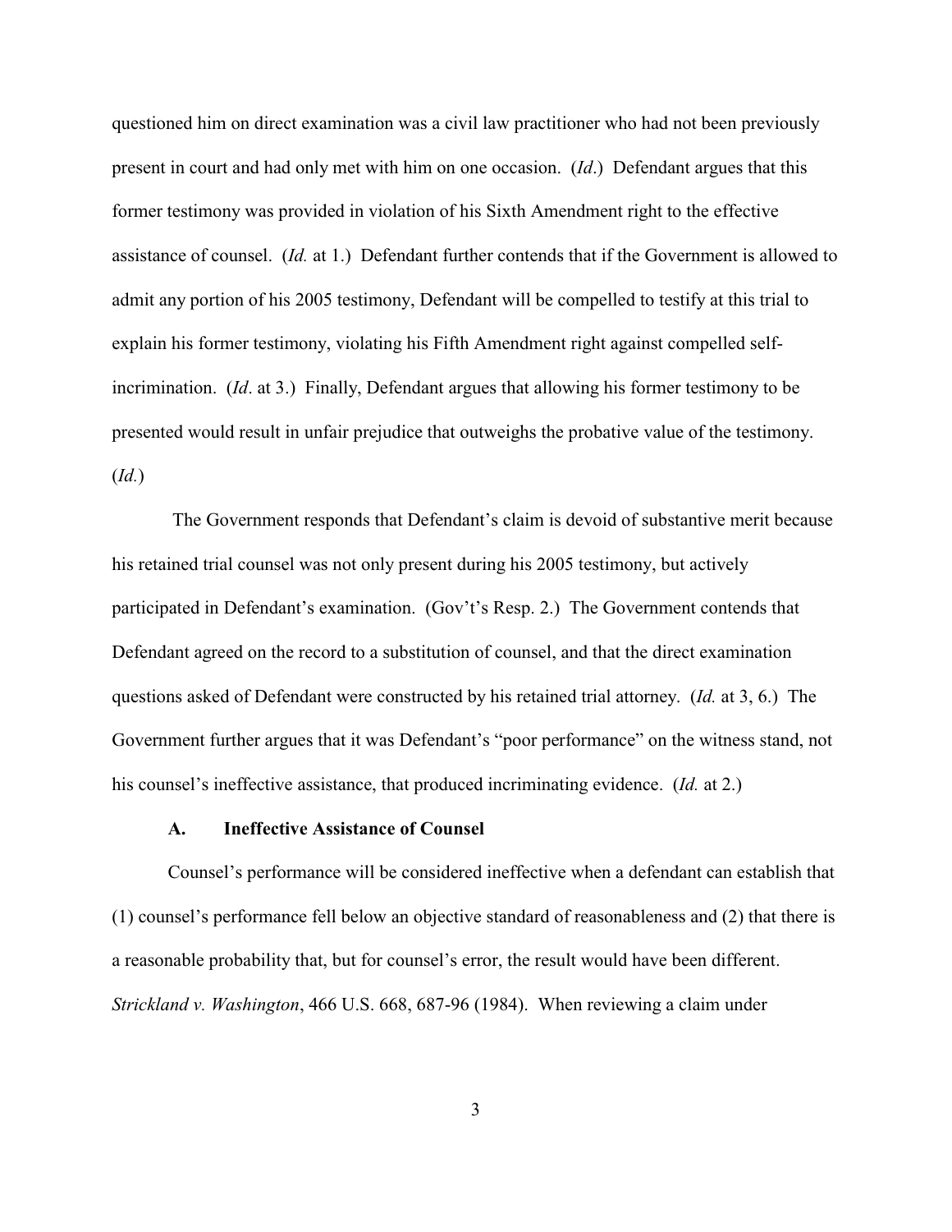questioned him on direct examination was a civil law practitioner who had not been previously present in court and had only met with him on one occasion. (*Id*.) Defendant argues that this former testimony was provided in violation of his Sixth Amendment right to the effective assistance of counsel. (*Id.* at 1.) Defendant further contends that if the Government is allowed to admit any portion of his 2005 testimony, Defendant will be compelled to testify at this trial to explain his former testimony, violating his Fifth Amendment right against compelled self-incrimination. (*Id*. at 3.) Finally, Defendant argues that allowing his former testimony to be presented would result in unfair prejudice that outweighs the probative value of the testimony. (*Id.*)

The Government responds that Defendant's claim is devoid of substantive merit because his retained trial counsel was not only present during his 2005 testimony, but actively participated in Defendant's examination. (Gov't's Resp. 2.) The Government contends that Defendant agreed on the record to a substitution of counsel, and that the direct examination questions asked of Defendant were constructed by his retained trial attorney. (*Id.* at 3, 6.) The Government further argues that it was Defendant's "poor performance" on the witness stand, not his counsel's ineffective assistance, that produced incriminating evidence. (*Id.* at 2.)

### A. Ineffective Assistance of Counsel

Counsel's performance will be considered ineffective when a defendant can establish that (1) counsel's performance fell below an objective standard of reasonableness and (2) that there is a reasonable probability that, but for counsel's error, the result would have been different. *Strickland v. Washington*, 466 U.S. 668, 687-96 (1984). When reviewing a claim under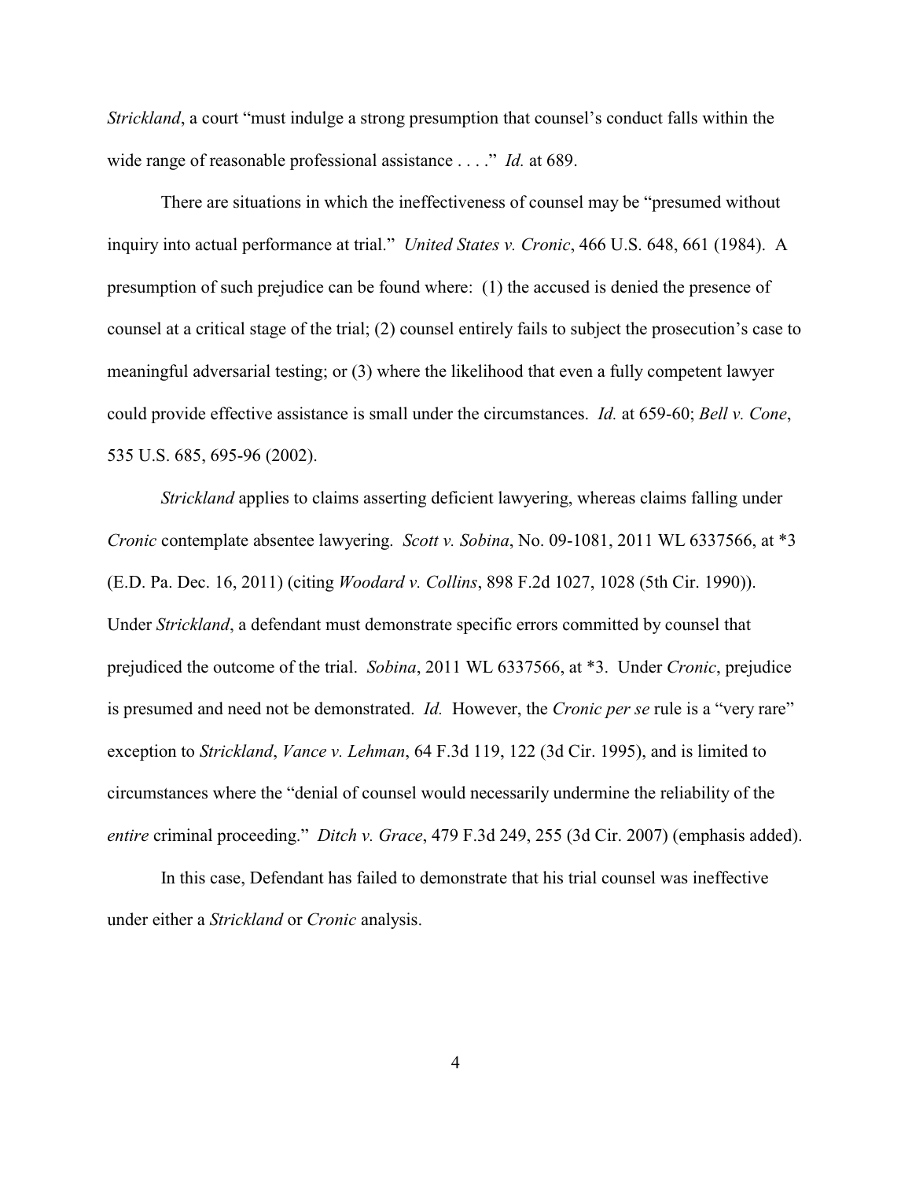*Strickland*, a court "must indulge a strong presumption that counsel's conduct falls within the wide range of reasonable professional assistance . . . ." *Id.* at 689.

There are situations in which the ineffectiveness of counsel may be "presumed without inquiry into actual performance at trial." *United States v. Cronic*, 466 U.S. 648, 661 (1984). A presumption of such prejudice can be found where: (1) the accused is denied the presence of counsel at a critical stage of the trial; (2) counsel entirely fails to subject the prosecution's case to meaningful adversarial testing; or (3) where the likelihood that even a fully competent lawyer could provide effective assistance is small under the circumstances. *Id.* at 659-60; *Bell v. Cone*, 535 U.S. 685, 695-96 (2002).

*Strickland* applies to claims asserting deficient lawyering, whereas claims falling under *Cronic* contemplate absentee lawyering. *Scott v. Sobina*, No. 09-1081, 2011 WL 6337566, at *3 (E.D. Pa. Dec. 16, 2011) (citing *Woodard v. Collins*, 898 F.2d 1027, 1028 (5th Cir. 1990)). Under *Strickland*, a defendant must demonstrate specific errors committed by counsel that prejudiced the outcome of the trial. *Sobina*, 2011 WL 6337566, at *3. Under *Cronic*, prejudice is presumed and need not be demonstrated. *Id.* However, the *Cronic per se* rule is a "very rare" exception to *Strickland*, *Vance v. Lehman*, 64 F.3d 119, 122 (3d Cir. 1995), and is limited to circumstances where the "denial of counsel would necessarily undermine the reliability of the *entire* criminal proceeding." *Ditch v. Grace*, 479 F.3d 249, 255 (3d Cir. 2007) (emphasis added).

In this case, Defendant has failed to demonstrate that his trial counsel was ineffective under either a *Strickland* or *Cronic* analysis.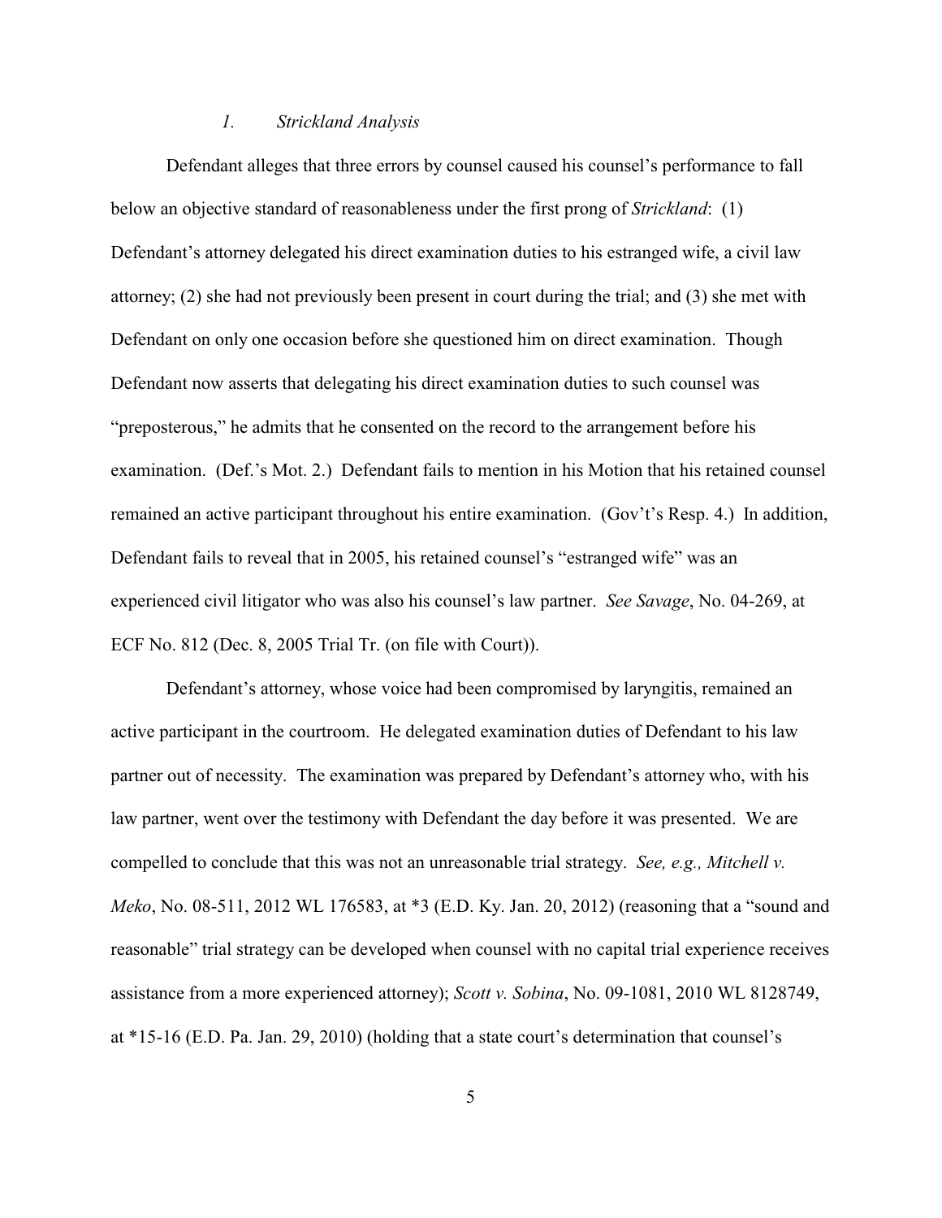### *1. Strickland Analysis*

Defendant alleges that three errors by counsel caused his counsel's performance to fall below an objective standard of reasonableness under the first prong of *Strickland*: (1) Defendant's attorney delegated his direct examination duties to his estranged wife, a civil law attorney; (2) she had not previously been present in court during the trial; and (3) she met with Defendant on only one occasion before she questioned him on direct examination. Though Defendant now asserts that delegating his direct examination duties to such counsel was "preposterous," he admits that he consented on the record to the arrangement before his examination. (Def.'s Mot. 2.) Defendant fails to mention in his Motion that his retained counsel remained an active participant throughout his entire examination. (Gov't's Resp. 4.) In addition, Defendant fails to reveal that in 2005, his retained counsel's "estranged wife" was an experienced civil litigator who was also his counsel's law partner. *See Savage*, No. 04-269, at ECF No. 812 (Dec. 8, 2005 Trial Tr. (on file with Court)).

Defendant's attorney, whose voice had been compromised by laryngitis, remained an active participant in the courtroom. He delegated examination duties of Defendant to his law partner out of necessity. The examination was prepared by Defendant's attorney who, with his law partner, went over the testimony with Defendant the day before it was presented. We are compelled to conclude that this was not an unreasonable trial strategy. *See, e.g., Mitchell v. Meko*, No. 08-511, 2012 WL 176583, at *3 (E.D. Ky. Jan. 20, 2012) (reasoning that a "sound and reasonable" trial strategy can be developed when counsel with no capital trial experience receives assistance from a more experienced attorney); *Scott v. Sobina*, No. 09-1081, 2010 WL 8128749, at *15-16 (E.D. Pa. Jan. 29, 2010) (holding that a state court's determination that counsel's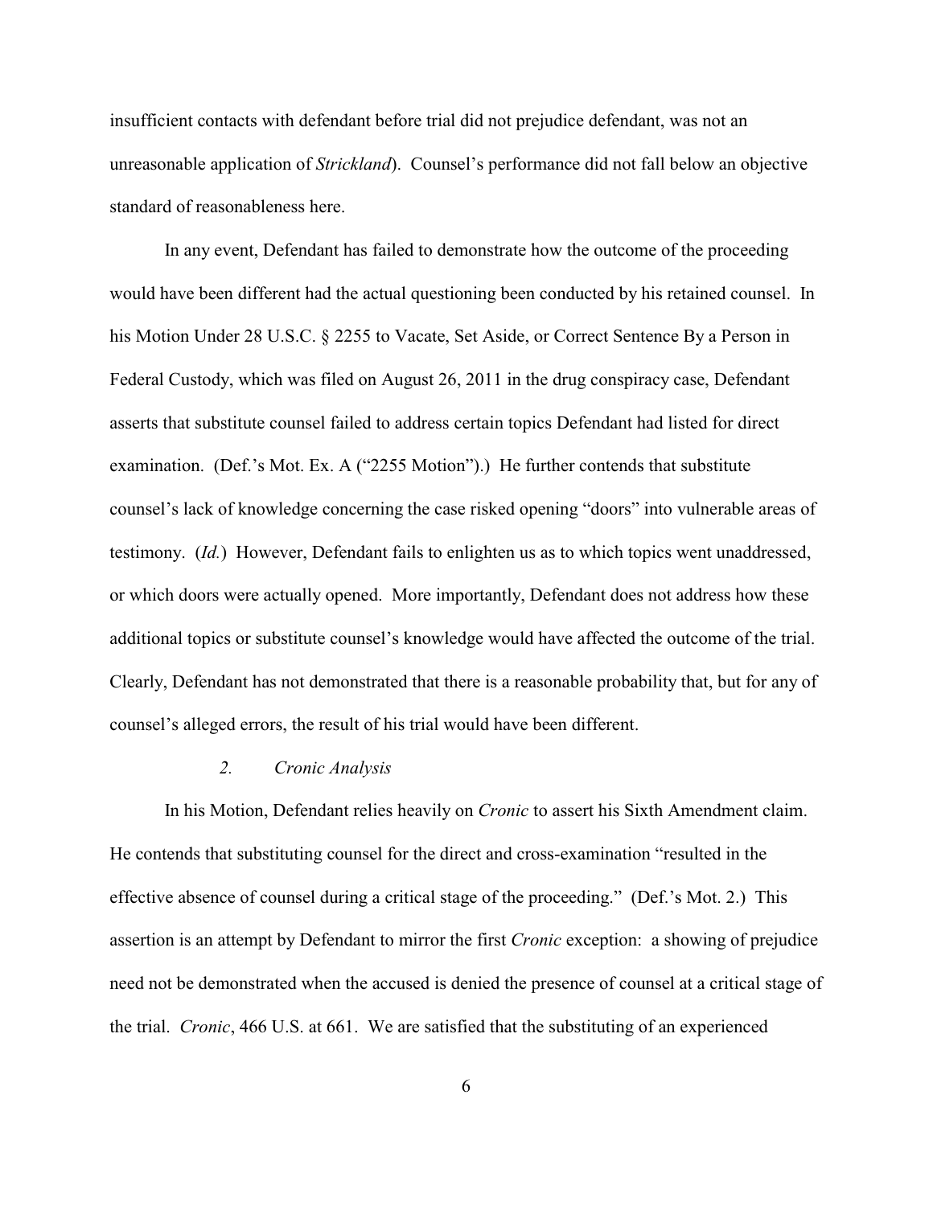insufficient contacts with defendant before trial did not prejudice defendant, was not an unreasonable application of *Strickland*). Counsel's performance did not fall below an objective standard of reasonableness here.

In any event, Defendant has failed to demonstrate how the outcome of the proceeding would have been different had the actual questioning been conducted by his retained counsel. In his Motion Under 28 U.S.C. § 2255 to Vacate, Set Aside, or Correct Sentence By a Person in Federal Custody, which was filed on August 26, 2011 in the drug conspiracy case, Defendant asserts that substitute counsel failed to address certain topics Defendant had listed for direct examination. (Def.'s Mot. Ex. A ("2255 Motion").) He further contends that substitute counsel's lack of knowledge concerning the case risked opening "doors" into vulnerable areas of testimony. (*Id.*) However, Defendant fails to enlighten us as to which topics went unaddressed, or which doors were actually opened. More importantly, Defendant does not address how these additional topics or substitute counsel's knowledge would have affected the outcome of the trial. Clearly, Defendant has not demonstrated that there is a reasonable probability that, but for any of counsel's alleged errors, the result of his trial would have been different.

### *2. Cronic Analysis*

In his Motion, Defendant relies heavily on *Cronic* to assert his Sixth Amendment claim. He contends that substituting counsel for the direct and cross-examination "resulted in the effective absence of counsel during a critical stage of the proceeding." (Def.'s Mot. 2.) This assertion is an attempt by Defendant to mirror the first *Cronic* exception: a showing of prejudice need not be demonstrated when the accused is denied the presence of counsel at a critical stage of the trial. *Cronic*, 466 U.S. at 661. We are satisfied that the substituting of an experienced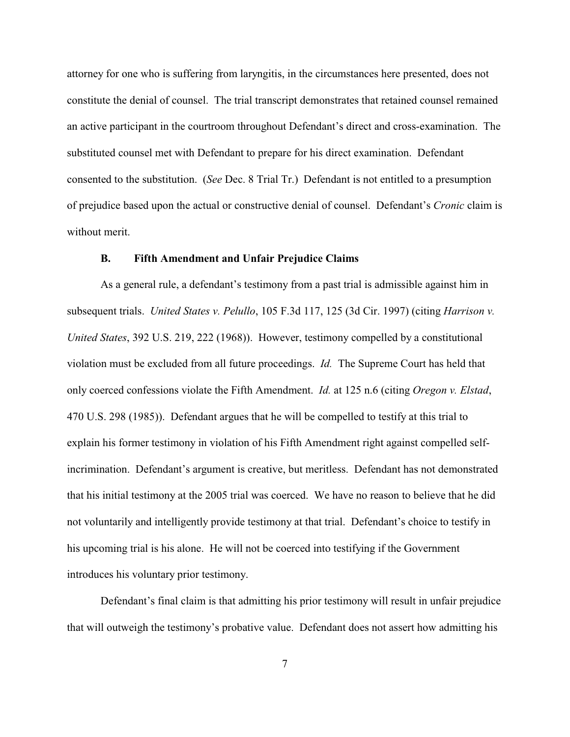attorney for one who is suffering from laryngitis, in the circumstances here presented, does not constitute the denial of counsel. The trial transcript demonstrates that retained counsel remained an active participant in the courtroom throughout Defendant's direct and cross-examination. The substituted counsel met with Defendant to prepare for his direct examination. Defendant consented to the substitution. (*See* Dec. 8 Trial Tr.) Defendant is not entitled to a presumption of prejudice based upon the actual or constructive denial of counsel. Defendant's *Cronic* claim is without merit.

### B. Fifth Amendment and Unfair Prejudice Claims

As a general rule, a defendant's testimony from a past trial is admissible against him in subsequent trials. *United States v. Pelullo*, 105 F.3d 117, 125 (3d Cir. 1997) (citing *Harrison v. United States*, 392 U.S. 219, 222 (1968)). However, testimony compelled by a constitutional violation must be excluded from all future proceedings. *Id.* The Supreme Court has held that only coerced confessions violate the Fifth Amendment. *Id.* at 125 n.6 (citing *Oregon v. Elstad*, 470 U.S. 298 (1985)). Defendant argues that he will be compelled to testify at this trial to explain his former testimony in violation of his Fifth Amendment right against compelled self-incrimination. Defendant's argument is creative, but meritless. Defendant has not demonstrated that his initial testimony at the 2005 trial was coerced. We have no reason to believe that he did not voluntarily and intelligently provide testimony at that trial. Defendant's choice to testify in his upcoming trial is his alone. He will not be coerced into testifying if the Government introduces his voluntary prior testimony.

Defendant's final claim is that admitting his prior testimony will result in unfair prejudice that will outweigh the testimony's probative value. Defendant does not assert how admitting his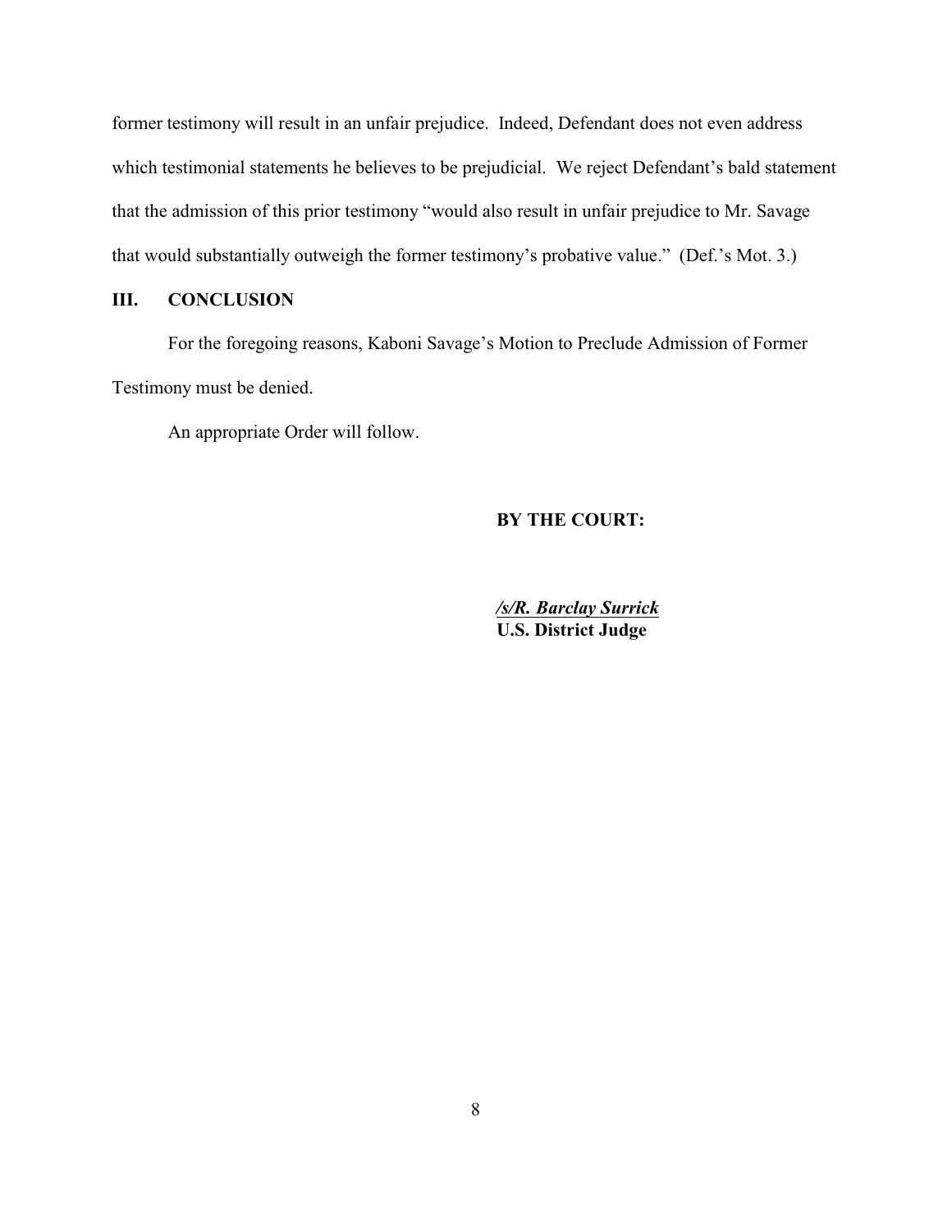former testimony will result in an unfair prejudice. Indeed, Defendant does not even address which testimonial statements he believes to be prejudicial. We reject Defendant's bald statement that the admission of this prior testimony "would also result in unfair prejudice to Mr. Savage that would substantially outweigh the former testimony's probative value." (Def.'s Mot. 3.)

## III. CONCLUSION

For the foregoing reasons, Kaboni Savage's Motion to Preclude Admission of Former Testimony must be denied.

An appropriate Order will follow.

**BY THE COURT:**

***/s/R. Barclay Surrick***
**U.S. District Judge**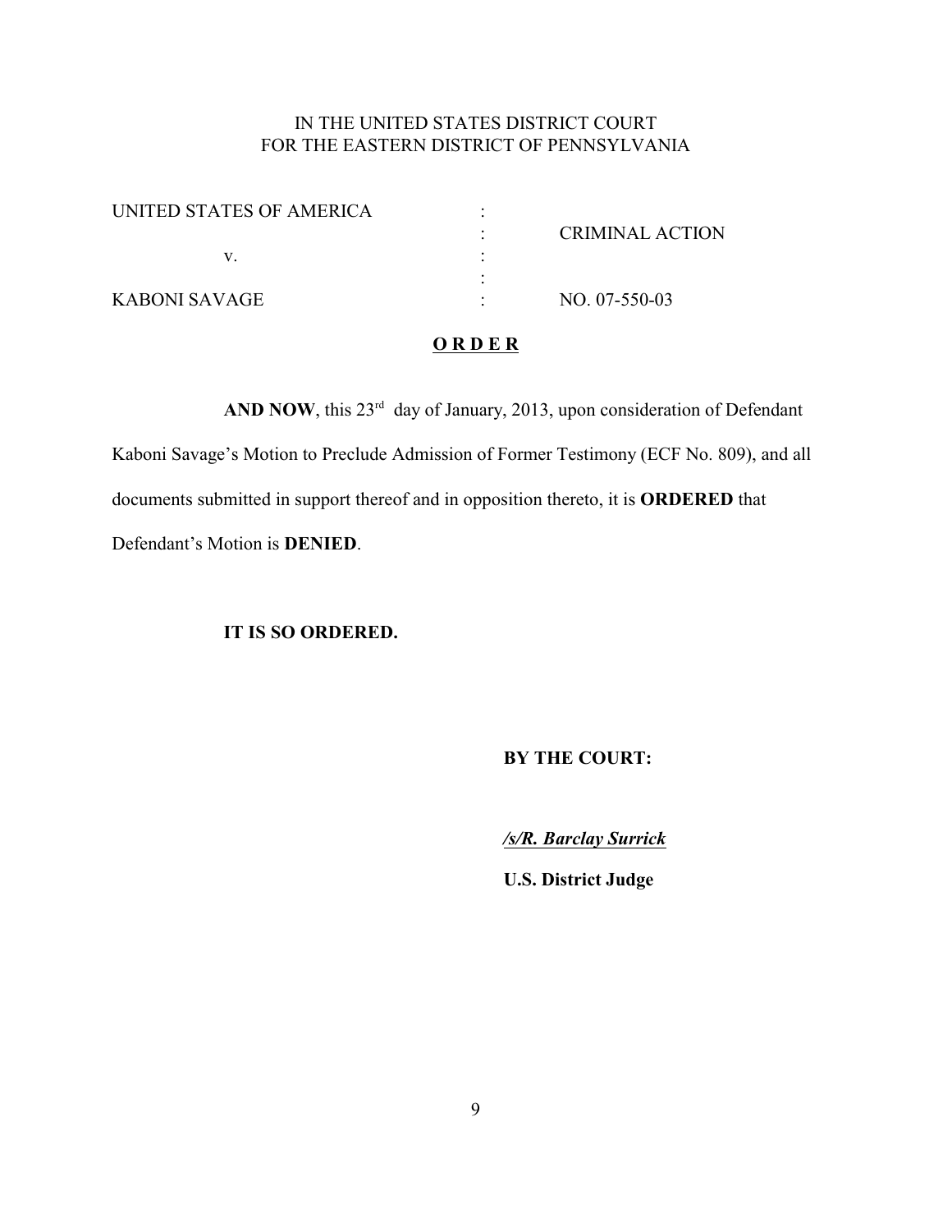IN THE UNITED STATES DISTRICT COURT
FOR THE EASTERN DISTRICT OF PENNSYLVANIA

| | | |
|---|---|---|
| UNITED STATES OF AMERICA | : | |
| | : | CRIMINAL ACTION |
| v. | : | |
| | : | |
| KABONI SAVAGE | : | NO. 07-550-03 |

**O R D E R**

**AND NOW**, this 23rd day of January, 2013, upon consideration of Defendant Kaboni Savage's Motion to Preclude Admission of Former Testimony (ECF No. 809), and all documents submitted in support thereof and in opposition thereto, it is **ORDERED** that Defendant's Motion is **DENIED**.

**IT IS SO ORDERED.**

**BY THE COURT:**

***/s/R. Barclay Surrick***

**U.S. District Judge**